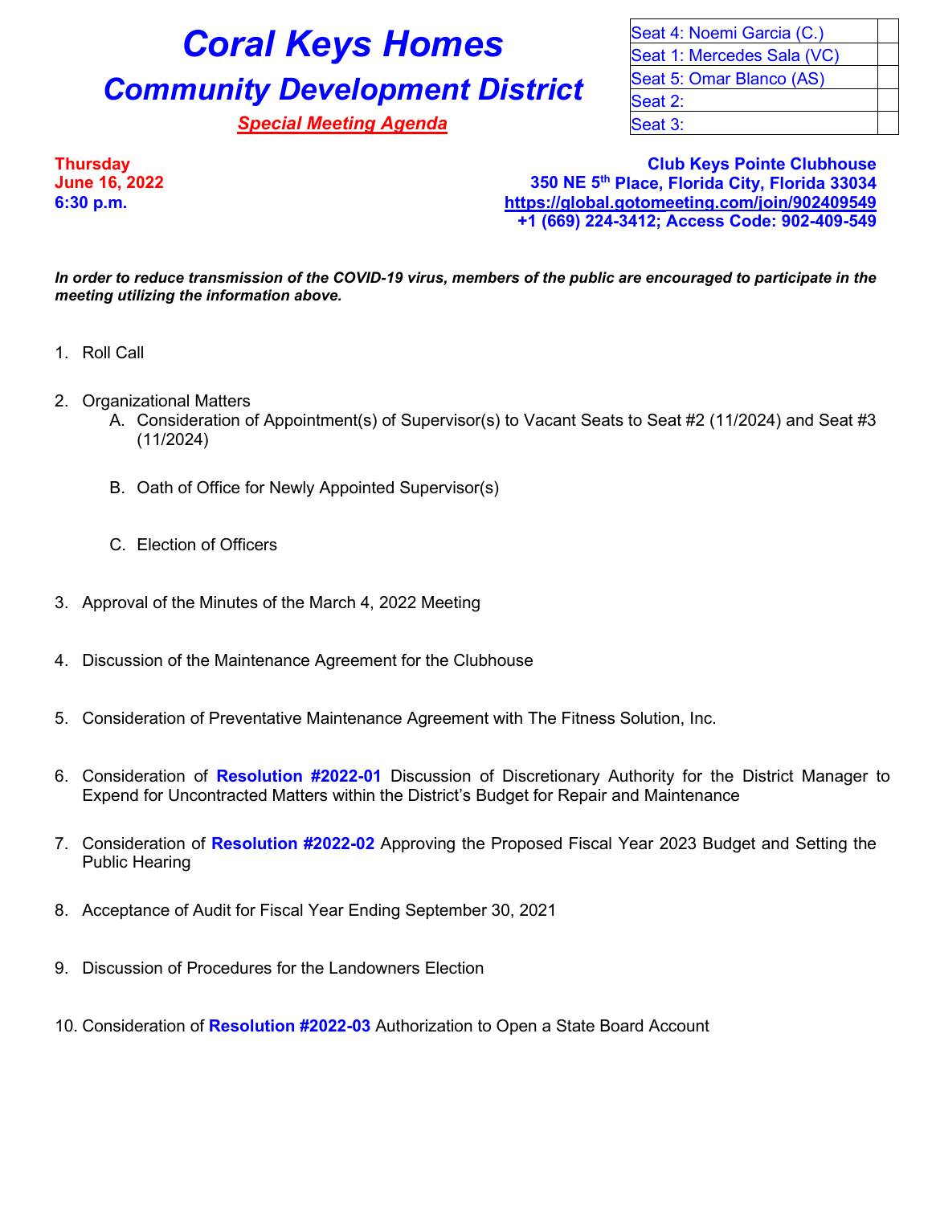# Coral Keys Homes

## Community Development District

***Special Meeting Agenda***

| Seat 4: Noemi Garcia (C.) | |
|---|---|
| Seat 1: Mercedes Sala (VC) | |
| Seat 5: Omar Blanco (AS) | |
| Seat 2: | |
| Seat 3: | |

**Thursday**
**June 16, 2022**
**6:30 p.m.**

**Club Keys Pointe Clubhouse**
**350 NE 5th Place, Florida City, Florida 33034**
**https://global.gotomeeting.com/join/902409549**
**+1 (669) 224-3412; Access Code: 902-409-549**

***In order to reduce transmission of the COVID-19 virus, members of the public are encouraged to participate in the meeting utilizing the information above.***

1. Roll Call

2. Organizational Matters
   A. Consideration of Appointment(s) of Supervisor(s) to Vacant Seats to Seat #2 (11/2024) and Seat #3 (11/2024)

   B. Oath of Office for Newly Appointed Supervisor(s)

   C. Election of Officers

3. Approval of the Minutes of the March 4, 2022 Meeting

4. Discussion of the Maintenance Agreement for the Clubhouse

5. Consideration of Preventative Maintenance Agreement with The Fitness Solution, Inc.

6. Consideration of **Resolution #2022-01** Discussion of Discretionary Authority for the District Manager to Expend for Uncontracted Matters within the District's Budget for Repair and Maintenance

7. Consideration of **Resolution #2022-02** Approving the Proposed Fiscal Year 2023 Budget and Setting the Public Hearing

8. Acceptance of Audit for Fiscal Year Ending September 30, 2021

9. Discussion of Procedures for the Landowners Election

10. Consideration of **Resolution #2022-03** Authorization to Open a State Board Account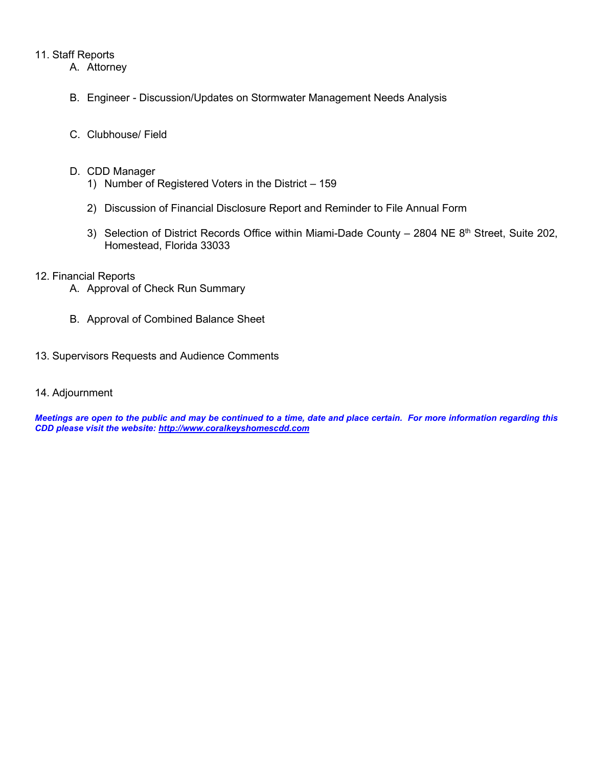11. Staff Reports
    A. Attorney

    B. Engineer - Discussion/Updates on Stormwater Management Needs Analysis

    C. Clubhouse/ Field

    D. CDD Manager
        1) Number of Registered Voters in the District – 159

        2) Discussion of Financial Disclosure Report and Reminder to File Annual Form

        3) Selection of District Records Office within Miami-Dade County – 2804 NE 8th Street, Suite 202, Homestead, Florida 33033

12. Financial Reports
    A. Approval of Check Run Summary

    B. Approval of Combined Balance Sheet

13. Supervisors Requests and Audience Comments

14. Adjournment

***Meetings are open to the public and may be continued to a time, date and place certain. For more information regarding this CDD please visit the website: [http://www.coralkeyshomescdd.com](http://www.coralkeyshomescdd.com)***